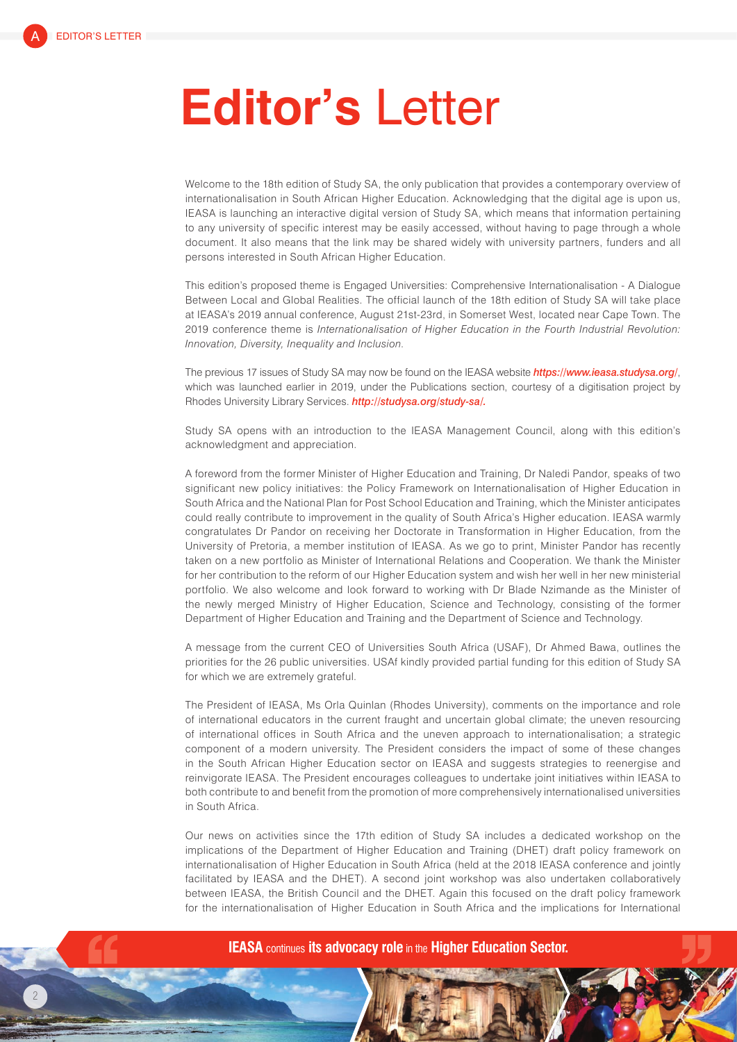# **Editor's** Letter

Welcome to the 18th edition of Study SA, the only publication that provides a contemporary overview of internationalisation in South African Higher Education. Acknowledging that the digital age is upon us, IEASA is launching an interactive digital version of Study SA, which means that information pertaining to any university of specific interest may be easily accessed, without having to page through a whole document. It also means that the link may be shared widely with university partners, funders and all persons interested in South African Higher Education.

This edition's proposed theme is Engaged Universities: Comprehensive Internationalisation - A Dialogue Between Local and Global Realities. The official launch of the 18th edition of Study SA will take place at IEASA's 2019 annual conference, August 21st-23rd, in Somerset West, located near Cape Town. The 2019 conference theme is *Internationalisation of Higher Education in the Fourth Industrial Revolution: Innovation, Diversity, Inequality and Inclusion.*

The previous 17 issues of Study SA may now be found on the IEASA website ***https://www.ieasa.studysa.org/***, which was launched earlier in 2019, under the Publications section, courtesy of a digitisation project by Rhodes University Library Services. ***http://studysa.org/study-sa/.***

Study SA opens with an introduction to the IEASA Management Council, along with this edition's acknowledgment and appreciation.

A foreword from the former Minister of Higher Education and Training, Dr Naledi Pandor, speaks of two significant new policy initiatives: the Policy Framework on Internationalisation of Higher Education in South Africa and the National Plan for Post School Education and Training, which the Minister anticipates could really contribute to improvement in the quality of South Africa's Higher education. IEASA warmly congratulates Dr Pandor on receiving her Doctorate in Transformation in Higher Education, from the University of Pretoria, a member institution of IEASA. As we go to print, Minister Pandor has recently taken on a new portfolio as Minister of International Relations and Cooperation. We thank the Minister for her contribution to the reform of our Higher Education system and wish her well in her new ministerial portfolio. We also welcome and look forward to working with Dr Blade Nzimande as the Minister of the newly merged Ministry of Higher Education, Science and Technology, consisting of the former Department of Higher Education and Training and the Department of Science and Technology.

A message from the current CEO of Universities South Africa (USAF), Dr Ahmed Bawa, outlines the priorities for the 26 public universities. USAf kindly provided partial funding for this edition of Study SA for which we are extremely grateful.

The President of IEASA, Ms Orla Quinlan (Rhodes University), comments on the importance and role of international educators in the current fraught and uncertain global climate; the uneven resourcing of international offices in South Africa and the uneven approach to internationalisation; a strategic component of a modern university. The President considers the impact of some of these changes in the South African Higher Education sector on IEASA and suggests strategies to reenergise and reinvigorate IEASA. The President encourages colleagues to undertake joint initiatives within IEASA to both contribute to and benefit from the promotion of more comprehensively internationalised universities in South Africa.

Our news on activities since the 17th edition of Study SA includes a dedicated workshop on the implications of the Department of Higher Education and Training (DHET) draft policy framework on internationalisation of Higher Education in South Africa (held at the 2018 IEASA conference and jointly facilitated by IEASA and the DHET). A second joint workshop was also undertaken collaboratively between IEASA, the British Council and the DHET. Again this focused on the draft policy framework for the internationalisation of Higher Education in South Africa and the implications for International

**IEASA** continues **its advocacy role** in the **Higher Education Sector.**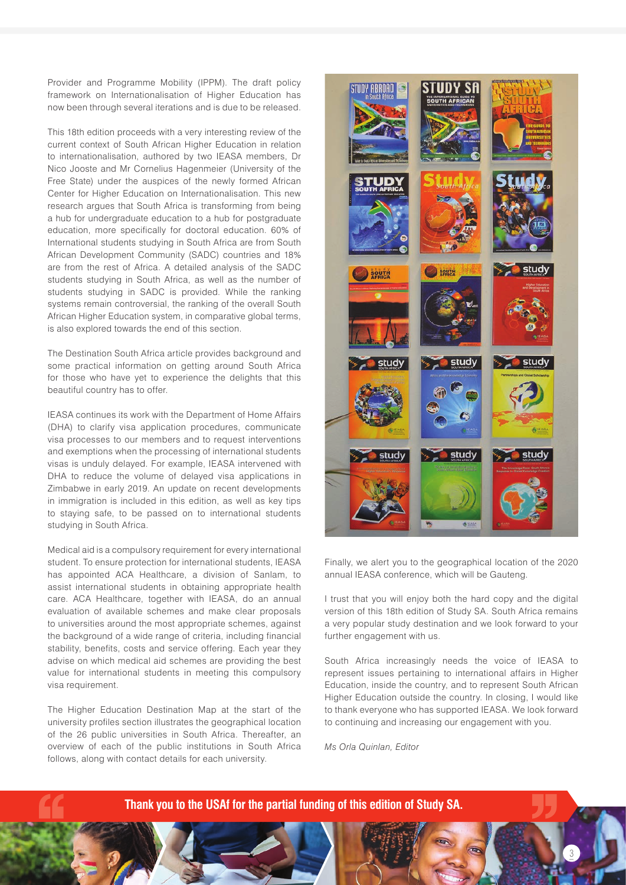Provider and Programme Mobility (IPPM). The draft policy framework on Internationalisation of Higher Education has now been through several iterations and is due to be released.

This 18th edition proceeds with a very interesting review of the current context of South African Higher Education in relation to internationalisation, authored by two IEASA members, Dr Nico Jooste and Mr Cornelius Hagenmeier (University of the Free State) under the auspices of the newly formed African Center for Higher Education on Internationalisation. This new research argues that South Africa is transforming from being a hub for undergraduate education to a hub for postgraduate education, more specifically for doctoral education. 60% of International students studying in South Africa are from South African Development Community (SADC) countries and 18% are from the rest of Africa. A detailed analysis of the SADC students studying in South Africa, as well as the number of students studying in SADC is provided. While the ranking systems remain controversial, the ranking of the overall South African Higher Education system, in comparative global terms, is also explored towards the end of this section.

The Destination South Africa article provides background and some practical information on getting around South Africa for those who have yet to experience the delights that this beautiful country has to offer.

IEASA continues its work with the Department of Home Affairs (DHA) to clarify visa application procedures, communicate visa processes to our members and to request interventions and exemptions when the processing of international students visas is unduly delayed. For example, IEASA intervened with DHA to reduce the volume of delayed visa applications in Zimbabwe in early 2019. An update on recent developments in immigration is included in this edition, as well as key tips to staying safe, to be passed on to international students studying in South Africa.

Medical aid is a compulsory requirement for every international student. To ensure protection for international students, IEASA has appointed ACA Healthcare, a division of Sanlam, to assist international students in obtaining appropriate health care. ACA Healthcare, together with IEASA, do an annual evaluation of available schemes and make clear proposals to universities around the most appropriate schemes, against the background of a wide range of criteria, including financial stability, benefits, costs and service offering. Each year they advise on which medical aid schemes are providing the best value for international students in meeting this compulsory visa requirement.

The Higher Education Destination Map at the start of the university profiles section illustrates the geographical location of the 26 public universities in South Africa. Thereafter, an overview of each of the public institutions in South Africa follows, along with contact details for each university.

Finally, we alert you to the geographical location of the 2020 annual IEASA conference, which will be Gauteng.

I trust that you will enjoy both the hard copy and the digital version of this 18th edition of Study SA. South Africa remains a very popular study destination and we look forward to your further engagement with us.

South Africa increasingly needs the voice of IEASA to represent issues pertaining to international affairs in Higher Education, inside the country, and to represent South African Higher Education outside the country. In closing, I would like to thank everyone who has supported IEASA. We look forward to continuing and increasing our engagement with you.

*Ms Orla Quinlan, Editor*

**Thank you to the USAf for the partial funding of this edition of Study SA.**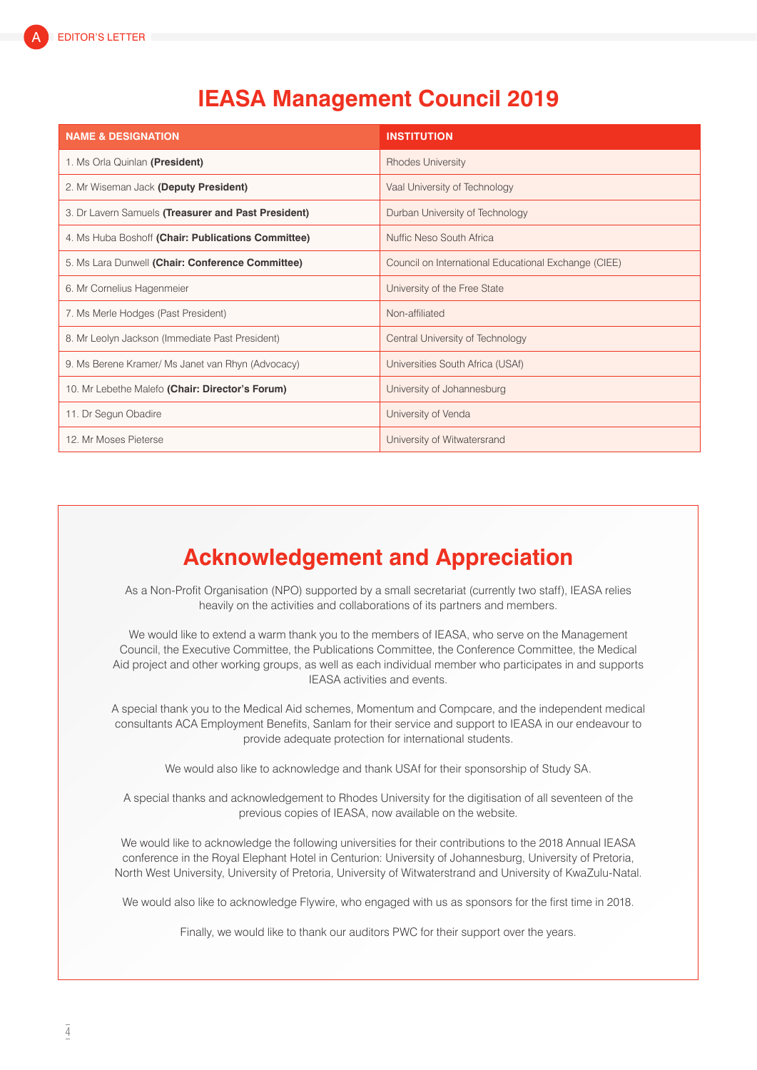# IEASA Management Council 2019

| NAME & DESIGNATION | INSTITUTION |
|---|---|
| 1. Ms Orla Quinlan **(President)** | Rhodes University |
| 2. Mr Wiseman Jack **(Deputy President)** | Vaal University of Technology |
| 3. Dr Lavern Samuels **(Treasurer and Past President)** | Durban University of Technology |
| 4. Ms Huba Boshoff **(Chair: Publications Committee)** | Nuffic Neso South Africa |
| 5. Ms Lara Dunwell **(Chair: Conference Committee)** | Council on International Educational Exchange (CIEE) |
| 6. Mr Cornelius Hagenmeier | University of the Free State |
| 7. Ms Merle Hodges (Past President) | Non-affiliated |
| 8. Mr Leolyn Jackson (Immediate Past President) | Central University of Technology |
| 9. Ms Berene Kramer/ Ms Janet van Rhyn (Advocacy) | Universities South Africa (USAf) |
| 10. Mr Lebethe Malefo **(Chair: Director's Forum)** | University of Johannesburg |
| 11. Dr Segun Obadire | University of Venda |
| 12. Mr Moses Pieterse | University of Witwatersrand |

## Acknowledgement and Appreciation

As a Non-Profit Organisation (NPO) supported by a small secretariat (currently two staff), IEASA relies heavily on the activities and collaborations of its partners and members.

We would like to extend a warm thank you to the members of IEASA, who serve on the Management Council, the Executive Committee, the Publications Committee, the Conference Committee, the Medical Aid project and other working groups, as well as each individual member who participates in and supports IEASA activities and events.

A special thank you to the Medical Aid schemes, Momentum and Compcare, and the independent medical consultants ACA Employment Benefits, Sanlam for their service and support to IEASA in our endeavour to provide adequate protection for international students.

We would also like to acknowledge and thank USAf for their sponsorship of Study SA.

A special thanks and acknowledgement to Rhodes University for the digitisation of all seventeen of the previous copies of IEASA, now available on the website.

We would like to acknowledge the following universities for their contributions to the 2018 Annual IEASA conference in the Royal Elephant Hotel in Centurion: University of Johannesburg, University of Pretoria, North West University, University of Pretoria, University of Witwaterstrand and University of KwaZulu-Natal.

We would also like to acknowledge Flywire, who engaged with us as sponsors for the first time in 2018.

Finally, we would like to thank our auditors PWC for their support over the years.